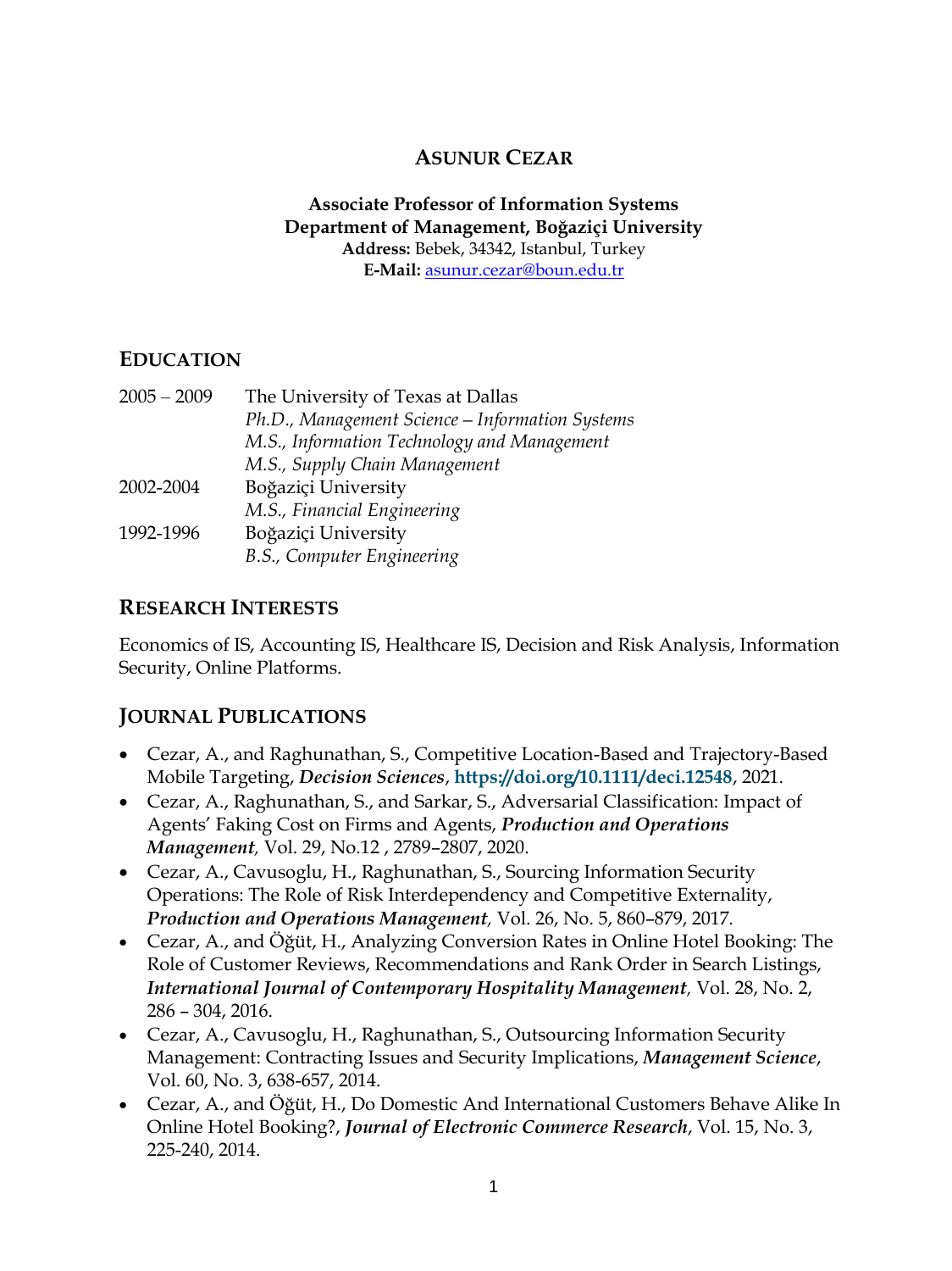# ASUNUR CEZAR

**Associate Professor of Information Systems**
**Department of Management, Boğaziçi University**
**Address:** Bebek, 34342, Istanbul, Turkey
**E-Mail:** asunur.cezar@boun.edu.tr

## EDUCATION

| | |
|---|---|
| 2005 – 2009 | The University of Texas at Dallas |
| | *Ph.D., Management Science – Information Systems* |
| | *M.S., Information Technology and Management* |
| | *M.S., Supply Chain Management* |
| 2002-2004 | Boğaziçi University |
| | *M.S., Financial Engineering* |
| 1992-1996 | Boğaziçi University |
| | *B.S., Computer Engineering* |

## RESEARCH INTERESTS

Economics of IS, Accounting IS, Healthcare IS, Decision and Risk Analysis, Information Security, Online Platforms.

## JOURNAL PUBLICATIONS

- Cezar, A., and Raghunathan, S., Competitive Location-Based and Trajectory-Based Mobile Targeting, ***Decision Sciences***, **https://doi.org/10.1111/deci.12548**, 2021.
- Cezar, A., Raghunathan, S., and Sarkar, S., Adversarial Classification: Impact of Agents' Faking Cost on Firms and Agents, ***Production and Operations Management****,* Vol. 29, No.12 , 2789–2807, 2020.
- Cezar, A., Cavusoglu, H., Raghunathan, S., Sourcing Information Security Operations: The Role of Risk Interdependency and Competitive Externality, ***Production and Operations Management****,* Vol. 26, No. 5, 860–879, 2017.
- Cezar, A., and Öğüt, H., Analyzing Conversion Rates in Online Hotel Booking: The Role of Customer Reviews, Recommendations and Rank Order in Search Listings, ***International Journal of Contemporary Hospitality Management****,* Vol. 28, No. 2, 286 – 304, 2016.
- Cezar, A., Cavusoglu, H., Raghunathan, S., Outsourcing Information Security Management: Contracting Issues and Security Implications, ***Management Science***, Vol. 60, No. 3, 638-657, 2014.
- Cezar, A., and Öğüt, H., Do Domestic And International Customers Behave Alike In Online Hotel Booking?, ***Journal of Electronic Commerce Research***, Vol. 15, No. 3, 225-240, 2014.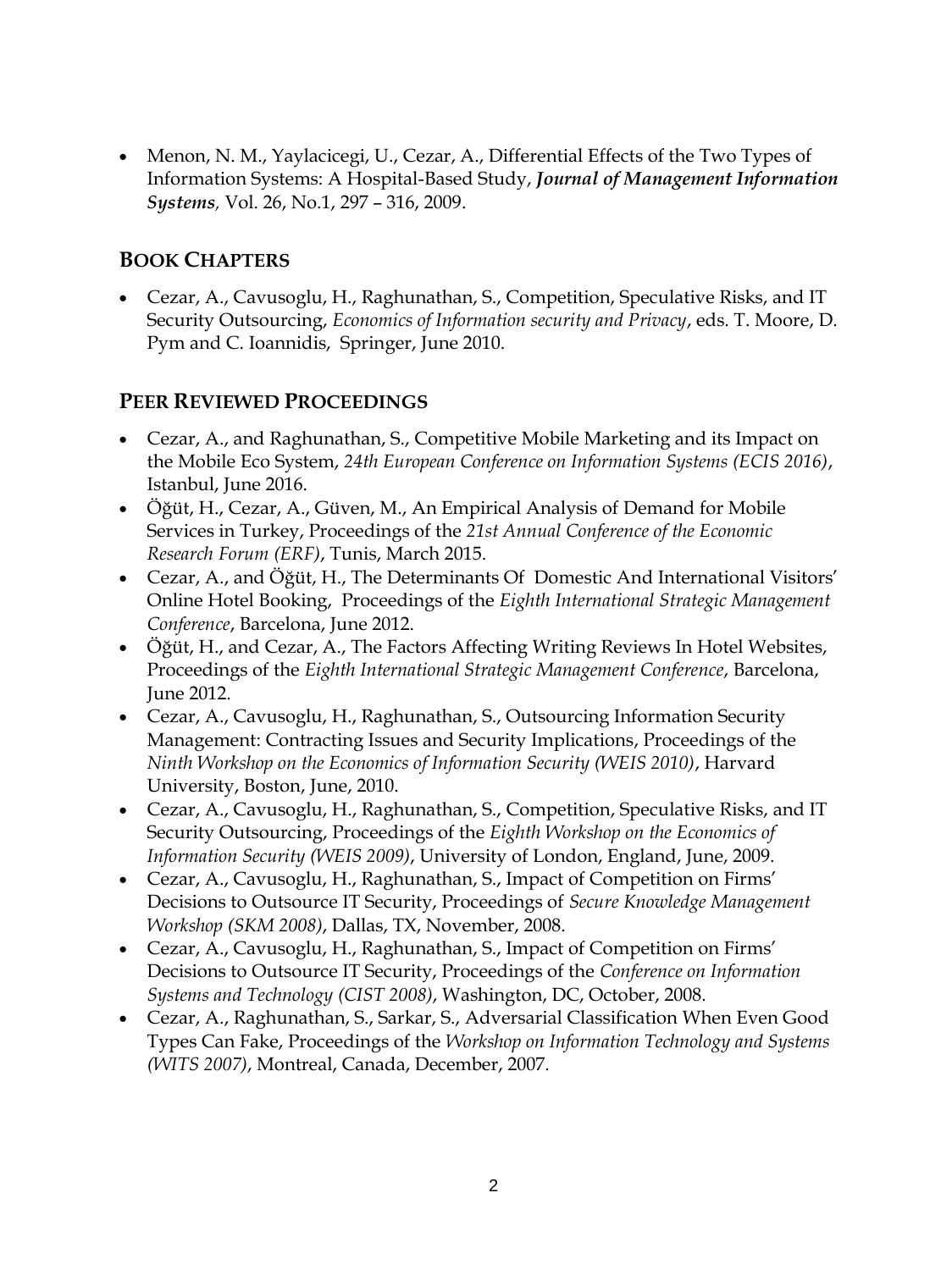- Menon, N. M., Yaylacicegi, U., Cezar, A., Differential Effects of the Two Types of Information Systems: A Hospital-Based Study, ***Journal of Management Information Systems***, Vol. 26, No.1, 297 – 316, 2009.

## BOOK CHAPTERS

- Cezar, A., Cavusoglu, H., Raghunathan, S., Competition, Speculative Risks, and IT Security Outsourcing, *Economics of Information security and Privacy*, eds. T. Moore, D. Pym and C. Ioannidis, Springer, June 2010.

## PEER REVIEWED PROCEEDINGS

- Cezar, A., and Raghunathan, S., Competitive Mobile Marketing and its Impact on the Mobile Eco System, *24th European Conference on Information Systems (ECIS 2016)*, Istanbul, June 2016.
- Öğüt, H., Cezar, A., Güven, M., An Empirical Analysis of Demand for Mobile Services in Turkey, Proceedings of the *21st Annual Conference of the Economic Research Forum (ERF)*, Tunis, March 2015.
- Cezar, A., and Öğüt, H., The Determinants Of Domestic And International Visitors' Online Hotel Booking, Proceedings of the *Eighth International Strategic Management Conference*, Barcelona, June 2012.
- Öğüt, H., and Cezar, A., The Factors Affecting Writing Reviews In Hotel Websites, Proceedings of the *Eighth International Strategic Management Conference*, Barcelona, June 2012.
- Cezar, A., Cavusoglu, H., Raghunathan, S., Outsourcing Information Security Management: Contracting Issues and Security Implications, Proceedings of the *Ninth Workshop on the Economics of Information Security (WEIS 2010)*, Harvard University, Boston, June, 2010.
- Cezar, A., Cavusoglu, H., Raghunathan, S., Competition, Speculative Risks, and IT Security Outsourcing, Proceedings of the *Eighth Workshop on the Economics of Information Security (WEIS 2009)*, University of London, England, June, 2009.
- Cezar, A., Cavusoglu, H., Raghunathan, S., Impact of Competition on Firms' Decisions to Outsource IT Security, Proceedings of *Secure Knowledge Management Workshop (SKM 2008)*, Dallas, TX, November, 2008.
- Cezar, A., Cavusoglu, H., Raghunathan, S., Impact of Competition on Firms' Decisions to Outsource IT Security, Proceedings of the *Conference on Information Systems and Technology (CIST 2008)*, Washington, DC, October, 2008.
- Cezar, A., Raghunathan, S., Sarkar, S., Adversarial Classification When Even Good Types Can Fake, Proceedings of the *Workshop on Information Technology and Systems (WITS 2007)*, Montreal, Canada, December, 2007.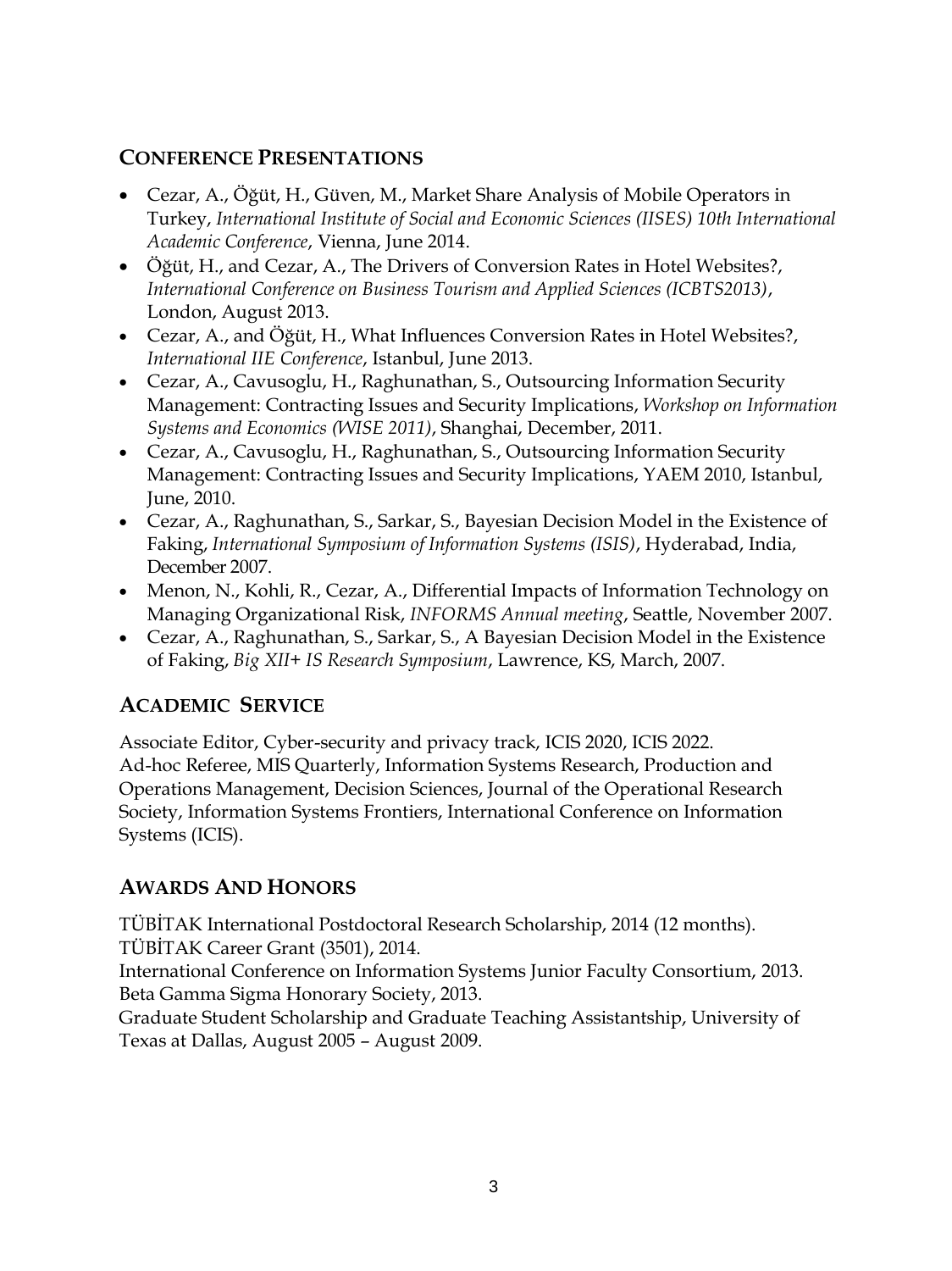## CONFERENCE PRESENTATIONS

- Cezar, A., Öğüt, H., Güven, M., Market Share Analysis of Mobile Operators in Turkey, *International Institute of Social and Economic Sciences (IISES) 10th International Academic Conference*, Vienna, June 2014.
- Öğüt, H., and Cezar, A., The Drivers of Conversion Rates in Hotel Websites?, *International Conference on Business Tourism and Applied Sciences (ICBTS2013)*, London, August 2013.
- Cezar, A., and Öğüt, H., What Influences Conversion Rates in Hotel Websites?, *International IIE Conference*, Istanbul, June 2013.
- Cezar, A., Cavusoglu, H., Raghunathan, S., Outsourcing Information Security Management: Contracting Issues and Security Implications, *Workshop on Information Systems and Economics (WISE 2011)*, Shanghai, December, 2011.
- Cezar, A., Cavusoglu, H., Raghunathan, S., Outsourcing Information Security Management: Contracting Issues and Security Implications, YAEM 2010, Istanbul, June, 2010.
- Cezar, A., Raghunathan, S., Sarkar, S., Bayesian Decision Model in the Existence of Faking, *International Symposium of Information Systems (ISIS)*, Hyderabad, India, December 2007.
- Menon, N., Kohli, R., Cezar, A., Differential Impacts of Information Technology on Managing Organizational Risk, *INFORMS Annual meeting*, Seattle, November 2007.
- Cezar, A., Raghunathan, S., Sarkar, S., A Bayesian Decision Model in the Existence of Faking, *Big XII+ IS Research Symposium*, Lawrence, KS, March, 2007.

## ACADEMIC SERVICE

Associate Editor, Cyber-security and privacy track, ICIS 2020, ICIS 2022.
Ad-hoc Referee, MIS Quarterly, Information Systems Research, Production and Operations Management, Decision Sciences, Journal of the Operational Research Society, Information Systems Frontiers, International Conference on Information Systems (ICIS).

## AWARDS AND HONORS

TÜBİTAK International Postdoctoral Research Scholarship, 2014 (12 months).
TÜBİTAK Career Grant (3501), 2014.
International Conference on Information Systems Junior Faculty Consortium, 2013.
Beta Gamma Sigma Honorary Society, 2013.
Graduate Student Scholarship and Graduate Teaching Assistantship, University of Texas at Dallas, August 2005 – August 2009.